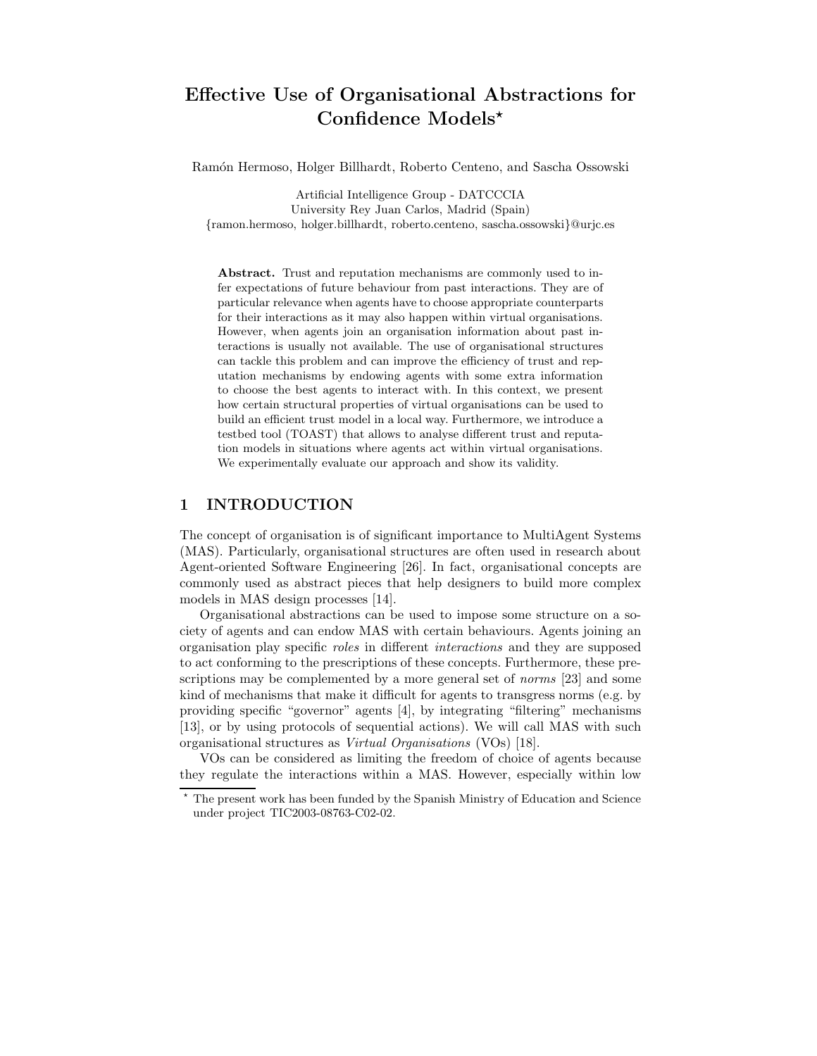# Effective Use of Organisational Abstractions for Confidence Models*

Ramón Hermoso, Holger Billhardt, Roberto Centeno, and Sascha Ossowski

Artificial Intelligence Group - DATCCCIA
University Rey Juan Carlos, Madrid (Spain)
{ramon.hermoso, holger.billhardt, roberto.centeno, sascha.ossowski}@urjc.es

**Abstract.** Trust and reputation mechanisms are commonly used to infer expectations of future behaviour from past interactions. They are of particular relevance when agents have to choose appropriate counterparts for their interactions as it may also happen within virtual organisations. However, when agents join an organisation information about past interactions is usually not available. The use of organisational structures can tackle this problem and can improve the efficiency of trust and reputation mechanisms by endowing agents with some extra information to choose the best agents to interact with. In this context, we present how certain structural properties of virtual organisations can be used to build an efficient trust model in a local way. Furthermore, we introduce a testbed tool (TOAST) that allows to analyse different trust and reputation models in situations where agents act within virtual organisations. We experimentally evaluate our approach and show its validity.

## 1 INTRODUCTION

The concept of organisation is of significant importance to MultiAgent Systems (MAS). Particularly, organisational structures are often used in research about Agent-oriented Software Engineering [26]. In fact, organisational concepts are commonly used as abstract pieces that help designers to build more complex models in MAS design processes [14].

Organisational abstractions can be used to impose some structure on a society of agents and can endow MAS with certain behaviours. Agents joining an organisation play specific *roles* in different *interactions* and they are supposed to act conforming to the prescriptions of these concepts. Furthermore, these prescriptions may be complemented by a more general set of *norms* [23] and some kind of mechanisms that make it difficult for agents to transgress norms (e.g. by providing specific "governor" agents [4], by integrating "filtering" mechanisms [13], or by using protocols of sequential actions). We will call MAS with such organisational structures as *Virtual Organisations* (VOs) [18].

VOs can be considered as limiting the freedom of choice of agents because they regulate the interactions within a MAS. However, especially within low

* The present work has been funded by the Spanish Ministry of Education and Science under project TIC2003-08763-C02-02.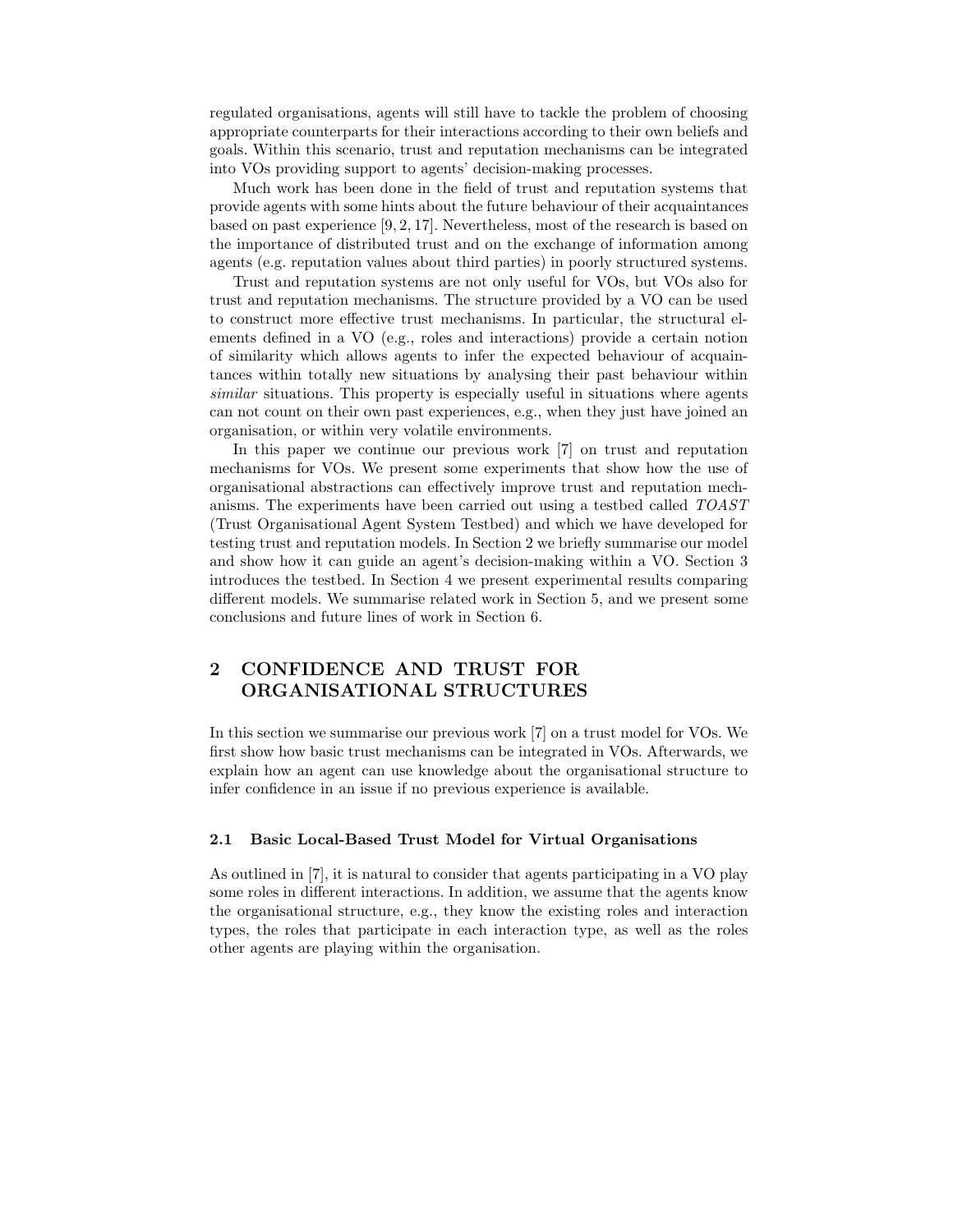regulated organisations, agents will still have to tackle the problem of choosing appropriate counterparts for their interactions according to their own beliefs and goals. Within this scenario, trust and reputation mechanisms can be integrated into VOs providing support to agents' decision-making processes.

Much work has been done in the field of trust and reputation systems that provide agents with some hints about the future behaviour of their acquaintances based on past experience [9, 2, 17]. Nevertheless, most of the research is based on the importance of distributed trust and on the exchange of information among agents (e.g. reputation values about third parties) in poorly structured systems.

Trust and reputation systems are not only useful for VOs, but VOs also for trust and reputation mechanisms. The structure provided by a VO can be used to construct more effective trust mechanisms. In particular, the structural elements defined in a VO (e.g., roles and interactions) provide a certain notion of similarity which allows agents to infer the expected behaviour of acquaintances within totally new situations by analysing their past behaviour within *similar* situations. This property is especially useful in situations where agents can not count on their own past experiences, e.g., when they just have joined an organisation, or within very volatile environments.

In this paper we continue our previous work [7] on trust and reputation mechanisms for VOs. We present some experiments that show how the use of organisational abstractions can effectively improve trust and reputation mechanisms. The experiments have been carried out using a testbed called *TOAST* (Trust Organisational Agent System Testbed) and which we have developed for testing trust and reputation models. In Section 2 we briefly summarise our model and show how it can guide an agent's decision-making within a VO. Section 3 introduces the testbed. In Section 4 we present experimental results comparing different models. We summarise related work in Section 5, and we present some conclusions and future lines of work in Section 6.

## 2 CONFIDENCE AND TRUST FOR ORGANISATIONAL STRUCTURES

In this section we summarise our previous work [7] on a trust model for VOs. We first show how basic trust mechanisms can be integrated in VOs. Afterwards, we explain how an agent can use knowledge about the organisational structure to infer confidence in an issue if no previous experience is available.

### 2.1 Basic Local-Based Trust Model for Virtual Organisations

As outlined in [7], it is natural to consider that agents participating in a VO play some roles in different interactions. In addition, we assume that the agents know the organisational structure, e.g., they know the existing roles and interaction types, the roles that participate in each interaction type, as well as the roles other agents are playing within the organisation.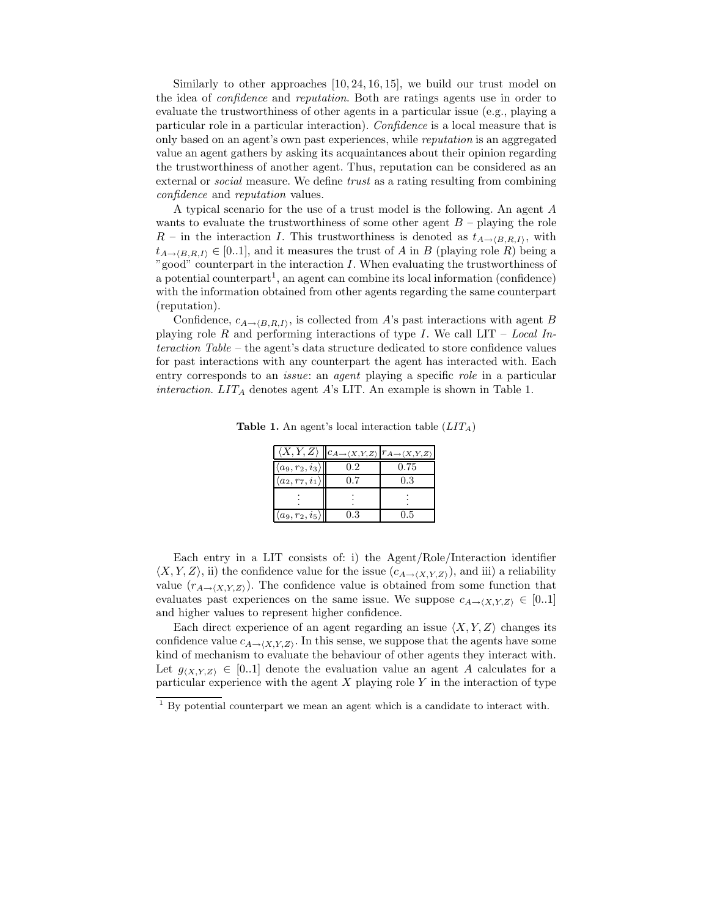Similarly to other approaches [10, 24, 16, 15], we build our trust model on the idea of *confidence* and *reputation*. Both are ratings agents use in order to evaluate the trustworthiness of other agents in a particular issue (e.g., playing a particular role in a particular interaction). *Confidence* is a local measure that is only based on an agent's own past experiences, while *reputation* is an aggregated value an agent gathers by asking its acquaintances about their opinion regarding the trustworthiness of another agent. Thus, reputation can be considered as an external or *social* measure. We define *trust* as a rating resulting from combining *confidence* and *reputation* values.

A typical scenario for the use of a trust model is the following. An agent $A$ wants to evaluate the trustworthiness of some other agent $B$ – playing the role $R$ – in the interaction $I$. This trustworthiness is denoted as $t_{A\rightarrow\langle B,R,I\rangle}$, with $t_{A\rightarrow\langle B,R,I\rangle} \in [0..1]$, and it measures the trust of $A$ in $B$ (playing role $R$) being a "good" counterpart in the interaction $I$. When evaluating the trustworthiness of a potential counterpart[1], an agent can combine its local information (confidence) with the information obtained from other agents regarding the same counterpart (reputation).

Confidence, $c_{A\rightarrow\langle B,R,I\rangle}$, is collected from $A$'s past interactions with agent $B$ playing role $R$ and performing interactions of type $I$. We call LIT – *Local Interaction Table* – the agent's data structure dedicated to store confidence values for past interactions with any counterpart the agent has interacted with. Each entry corresponds to an *issue*: an *agent* playing a specific *role* in a particular *interaction*. $LIT_A$ denotes agent $A$'s LIT. An example is shown in Table 1.

**Table 1.** An agent's local interaction table ($LIT_A$)

| $\langle X,Y,Z\rangle$ | $c_{A\rightarrow\langle X,Y,Z\rangle}$ | $r_{A\rightarrow\langle X,Y,Z\rangle}$ |
|---|---|---|
| $\langle a_9, r_2, i_3\rangle$ | 0.2 | 0.75 |
| $\langle a_2, r_7, i_1\rangle$ | 0.7 | 0.3 |
| $\vdots$ | $\vdots$ | $\vdots$ |
| $\langle a_9, r_2, i_5\rangle$ | 0.3 | 0.5 |

Each entry in a LIT consists of: i) the Agent/Role/Interaction identifier $\langle X,Y,Z\rangle$, ii) the confidence value for the issue ($c_{A\rightarrow\langle X,Y,Z\rangle}$), and iii) a reliability value ($r_{A\rightarrow\langle X,Y,Z\rangle}$). The confidence value is obtained from some function that evaluates past experiences on the same issue. We suppose $c_{A\rightarrow\langle X,Y,Z\rangle} \in [0..1]$ and higher values to represent higher confidence.

Each direct experience of an agent regarding an issue $\langle X,Y,Z\rangle$ changes its confidence value $c_{A\rightarrow\langle X,Y,Z\rangle}$. In this sense, we suppose that the agents have some kind of mechanism to evaluate the behaviour of other agents they interact with. Let $g_{\langle X,Y,Z\rangle} \in [0..1]$ denote the evaluation value an agent $A$ calculates for a particular experience with the agent $X$ playing role $Y$ in the interaction of type

[1] By potential counterpart we mean an agent which is a candidate to interact with.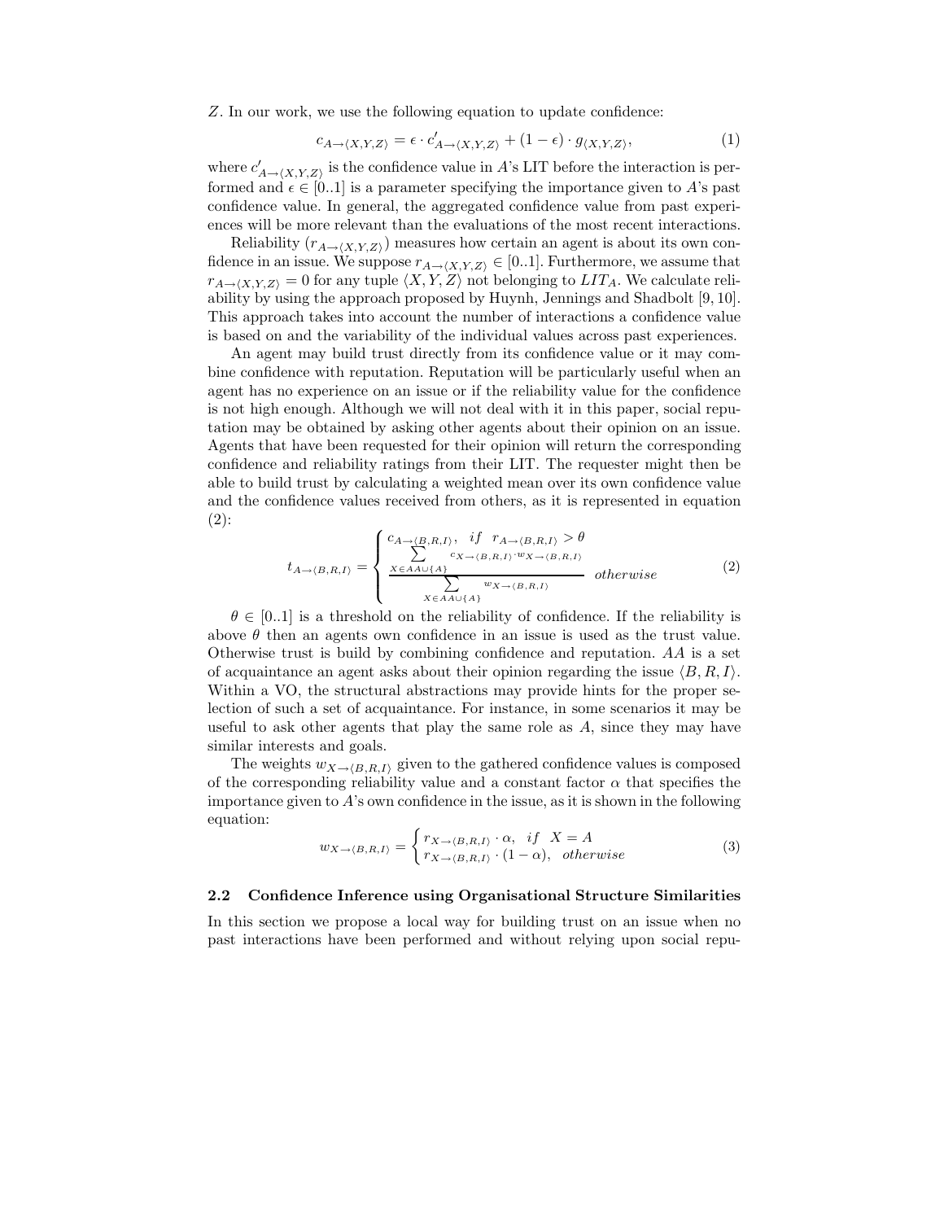$Z$. In our work, we use the following equation to update confidence:

$$c_{A \to \langle X,Y,Z \rangle} = \epsilon \cdot c'_{A \to \langle X,Y,Z \rangle} + (1-\epsilon) \cdot g_{\langle X,Y,Z \rangle}, \tag{1}$$

where $c'_{A \to \langle X,Y,Z \rangle}$ is the confidence value in $A$'s LIT before the interaction is performed and $\epsilon \in [0..1]$ is a parameter specifying the importance given to $A$'s past confidence value. In general, the aggregated confidence value from past experiences will be more relevant than the evaluations of the most recent interactions.

Reliability ($r_{A \to \langle X,Y,Z \rangle}$) measures how certain an agent is about its own confidence in an issue. We suppose $r_{A \to \langle X,Y,Z \rangle} \in [0..1]$. Furthermore, we assume that $r_{A \to \langle X,Y,Z \rangle} = 0$ for any tuple $\langle X, Y, Z \rangle$ not belonging to $LIT_A$. We calculate reliability by using the approach proposed by Huynh, Jennings and Shadbolt [9, 10]. This approach takes into account the number of interactions a confidence value is based on and the variability of the individual values across past experiences.

An agent may build trust directly from its confidence value or it may combine confidence with reputation. Reputation will be particularly useful when an agent has no experience on an issue or if the reliability value for the confidence is not high enough. Although we will not deal with it in this paper, social reputation may be obtained by asking other agents about their opinion on an issue. Agents that have been requested for their opinion will return the corresponding confidence and reliability ratings from their LIT. The requester might then be able to build trust by calculating a weighted mean over its own confidence value and the confidence values received from others, as it is represented in equation (2):

$$t_{A \to \langle B,R,I \rangle} = \begin{cases} c_{A \to \langle B,R,I \rangle}, & if \quad r_{A \to \langle B,R,I \rangle} > \theta \\ \dfrac{\sum\limits_{X \in AA \cup \{A\}} c_{X \to \langle B,R,I \rangle} \cdot w_{X \to \langle B,R,I \rangle}}{\sum\limits_{X \in AA \cup \{A\}} w_{X \to \langle B,R,I \rangle}} & otherwise \end{cases} \tag{2}$$

$\theta \in [0..1]$ is a threshold on the reliability of confidence. If the reliability is above $\theta$ then an agents own confidence in an issue is used as the trust value. Otherwise trust is build by combining confidence and reputation. $AA$ is a set of acquaintance an agent asks about their opinion regarding the issue $\langle B, R, I \rangle$. Within a VO, the structural abstractions may provide hints for the proper selection of such a set of acquaintance. For instance, in some scenarios it may be useful to ask other agents that play the same role as $A$, since they may have similar interests and goals.

The weights $w_{X \to \langle B,R,I \rangle}$ given to the gathered confidence values is composed of the corresponding reliability value and a constant factor $\alpha$ that specifies the importance given to $A$'s own confidence in the issue, as it is shown in the following equation:

$$w_{X \to \langle B,R,I \rangle} = \begin{cases} r_{X \to \langle B,R,I \rangle} \cdot \alpha, & if \quad X = A \\ r_{X \to \langle B,R,I \rangle} \cdot (1-\alpha), & otherwise \end{cases} \tag{3}$$

### 2.2 Confidence Inference using Organisational Structure Similarities

In this section we propose a local way for building trust on an issue when no past interactions have been performed and without relying upon social repu-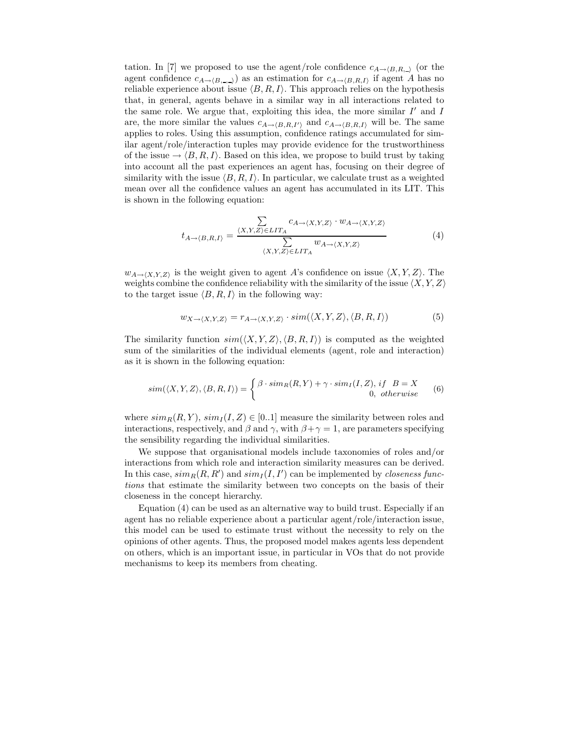tation. In [7] we proposed to use the agent/role confidence $c_{A \to \langle B,R,\_\rangle}$ (or the agent confidence $c_{A \to \langle B,\_,\_\rangle}$) as an estimation for $c_{A \to \langle B,R,I\rangle}$ if agent $A$ has no reliable experience about issue $\langle B,R,I\rangle$. This approach relies on the hypothesis that, in general, agents behave in a similar way in all interactions related to the same role. We argue that, exploiting this idea, the more similar $I'$ and $I$ are, the more similar the values $c_{A \to \langle B,R,I'\rangle}$ and $c_{A \to \langle B,R,I\rangle}$ will be. The same applies to roles. Using this assumption, confidence ratings accumulated for similar agent/role/interaction tuples may provide evidence for the trustworthiness of the issue $\to \langle B,R,I\rangle$. Based on this idea, we propose to build trust by taking into account all the past experiences an agent has, focusing on their degree of similarity with the issue $\langle B,R,I\rangle$. In particular, we calculate trust as a weighted mean over all the confidence values an agent has accumulated in its LIT. This is shown in the following equation:

$$t_{A \to \langle B,R,I\rangle} = \frac{\sum_{\langle X,Y,Z\rangle \in LIT_A} c_{A \to \langle X,Y,Z\rangle} \cdot w_{A \to \langle X,Y,Z\rangle}}{\sum_{\langle X,Y,Z\rangle \in LIT_A} w_{A \to \langle X,Y,Z\rangle}} \tag{4}$$

$w_{A \to \langle X,Y,Z\rangle}$ is the weight given to agent $A$'s confidence on issue $\langle X,Y,Z\rangle$. The weights combine the confidence reliability with the similarity of the issue $\langle X,Y,Z\rangle$ to the target issue $\langle B,R,I\rangle$ in the following way:

$$w_{X \to \langle X,Y,Z\rangle} = r_{A \to \langle X,Y,Z\rangle} \cdot sim(\langle X,Y,Z\rangle, \langle B,R,I\rangle) \tag{5}$$

The similarity function $sim(\langle X,Y,Z\rangle, \langle B,R,I\rangle)$ is computed as the weighted sum of the similarities of the individual elements (agent, role and interaction) as it is shown in the following equation:

$$sim(\langle X,Y,Z\rangle, \langle B,R,I\rangle) = \begin{cases} \beta \cdot sim_R(R,Y) + \gamma \cdot sim_I(I,Z), & if \quad B = X \\ 0, & otherwise \end{cases} \tag{6}$$

where $sim_R(R,Y)$, $sim_I(I,Z) \in [0..1]$ measure the similarity between roles and interactions, respectively, and $\beta$ and $\gamma$, with $\beta + \gamma = 1$, are parameters specifying the sensibility regarding the individual similarities.

We suppose that organisational models include taxonomies of roles and/or interactions from which role and interaction similarity measures can be derived. In this case, $sim_R(R,R')$ and $sim_I(I,I')$ can be implemented by *closeness functions* that estimate the similarity between two concepts on the basis of their closeness in the concept hierarchy.

Equation (4) can be used as an alternative way to build trust. Especially if an agent has no reliable experience about a particular agent/role/interaction issue, this model can be used to estimate trust without the necessity to rely on the opinions of other agents. Thus, the proposed model makes agents less dependent on others, which is an important issue, in particular in VOs that do not provide mechanisms to keep its members from cheating.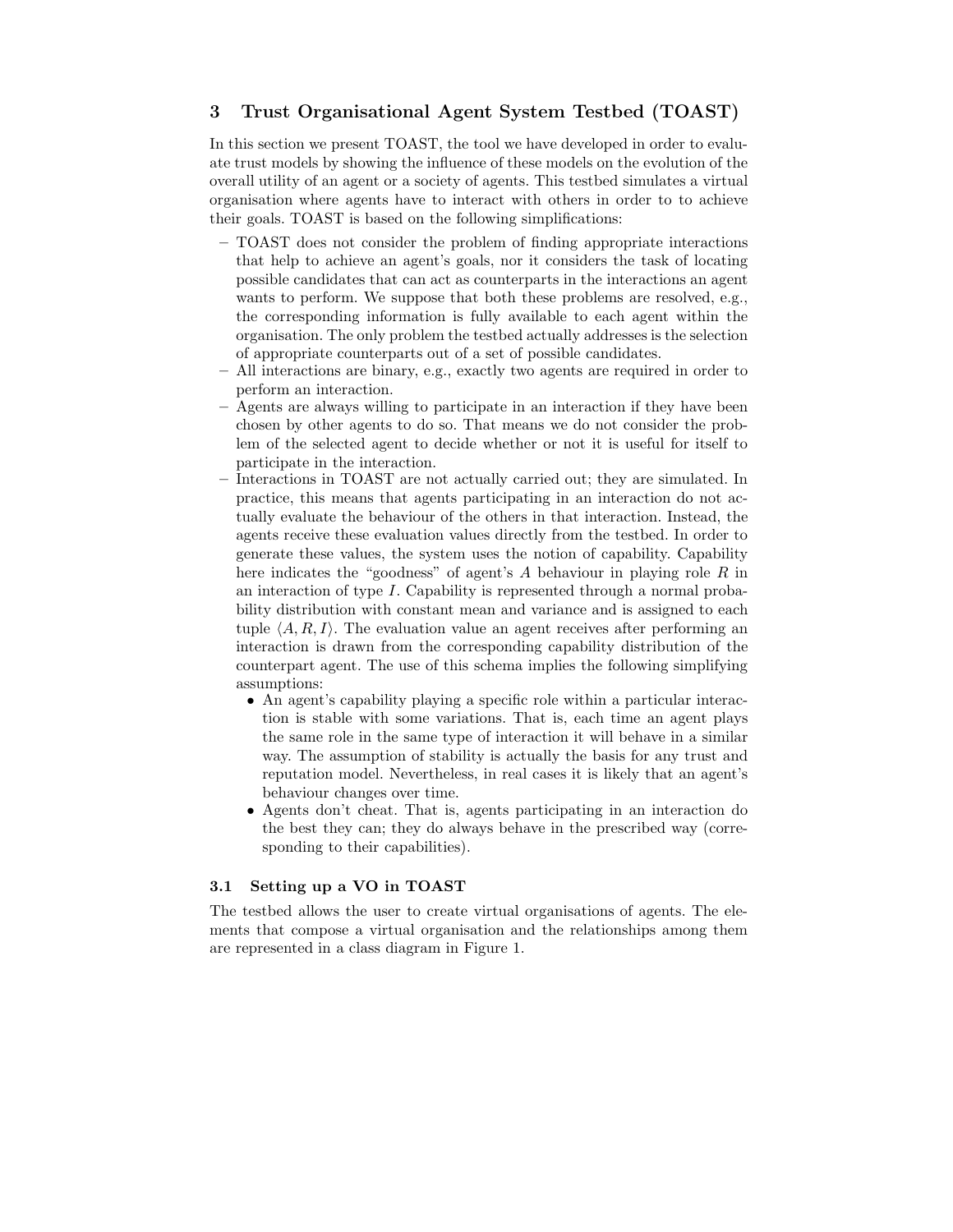## 3 Trust Organisational Agent System Testbed (TOAST)

In this section we present TOAST, the tool we have developed in order to evaluate trust models by showing the influence of these models on the evolution of the overall utility of an agent or a society of agents. This testbed simulates a virtual organisation where agents have to interact with others in order to to achieve their goals. TOAST is based on the following simplifications:

- TOAST does not consider the problem of finding appropriate interactions that help to achieve an agent's goals, nor it considers the task of locating possible candidates that can act as counterparts in the interactions an agent wants to perform. We suppose that both these problems are resolved, e.g., the corresponding information is fully available to each agent within the organisation. The only problem the testbed actually addresses is the selection of appropriate counterparts out of a set of possible candidates.
- All interactions are binary, e.g., exactly two agents are required in order to perform an interaction.
- Agents are always willing to participate in an interaction if they have been chosen by other agents to do so. That means we do not consider the problem of the selected agent to decide whether or not it is useful for itself to participate in the interaction.
- Interactions in TOAST are not actually carried out; they are simulated. In practice, this means that agents participating in an interaction do not actually evaluate the behaviour of the others in that interaction. Instead, the agents receive these evaluation values directly from the testbed. In order to generate these values, the system uses the notion of capability. Capability here indicates the "goodness" of agent's $A$ behaviour in playing role $R$ in an interaction of type $I$. Capability is represented through a normal probability distribution with constant mean and variance and is assigned to each tuple $\langle A, R, I \rangle$. The evaluation value an agent receives after performing an interaction is drawn from the corresponding capability distribution of the counterpart agent. The use of this schema implies the following simplifying assumptions:
  - An agent's capability playing a specific role within a particular interaction is stable with some variations. That is, each time an agent plays the same role in the same type of interaction it will behave in a similar way. The assumption of stability is actually the basis for any trust and reputation model. Nevertheless, in real cases it is likely that an agent's behaviour changes over time.
  - Agents don't cheat. That is, agents participating in an interaction do the best they can; they do always behave in the prescribed way (corresponding to their capabilities).

### 3.1 Setting up a VO in TOAST

The testbed allows the user to create virtual organisations of agents. The elements that compose a virtual organisation and the relationships among them are represented in a class diagram in Figure 1.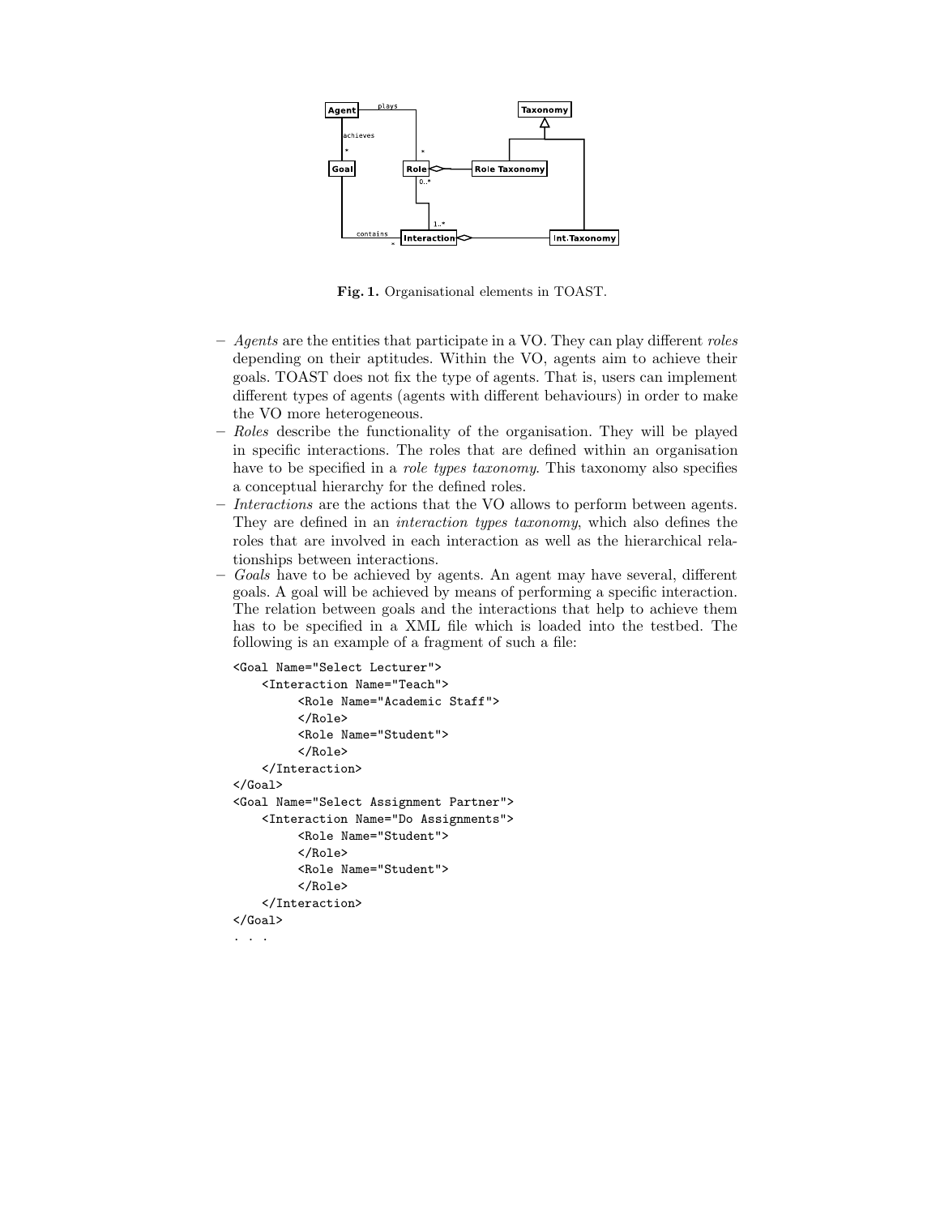**Fig. 1.** Organisational elements in TOAST.

- *Agents* are the entities that participate in a VO. They can play different *roles* depending on their aptitudes. Within the VO, agents aim to achieve their goals. TOAST does not fix the type of agents. That is, users can implement different types of agents (agents with different behaviours) in order to make the VO more heterogeneous.
- *Roles* describe the functionality of the organisation. They will be played in specific interactions. The roles that are defined within an organisation have to be specified in a *role types taxonomy*. This taxonomy also specifies a conceptual hierarchy for the defined roles.
- *Interactions* are the actions that the VO allows to perform between agents. They are defined in an *interaction types taxonomy*, which also defines the roles that are involved in each interaction as well as the hierarchical relationships between interactions.
- *Goals* have to be achieved by agents. An agent may have several, different goals. A goal will be achieved by means of performing a specific interaction. The relation between goals and the interactions that help to achieve them has to be specified in a XML file which is loaded into the testbed. The following is an example of a fragment of such a file:

```
<Goal Name="Select Lecturer">
    <Interaction Name="Teach">
         <Role Name="Academic Staff">
         </Role>
         <Role Name="Student">
         </Role>
    </Interaction>
</Goal>
<Goal Name="Select Assignment Partner">
    <Interaction Name="Do Assignments">
         <Role Name="Student">
         </Role>
         <Role Name="Student">
         </Role>
    </Interaction>
</Goal>
. . .
```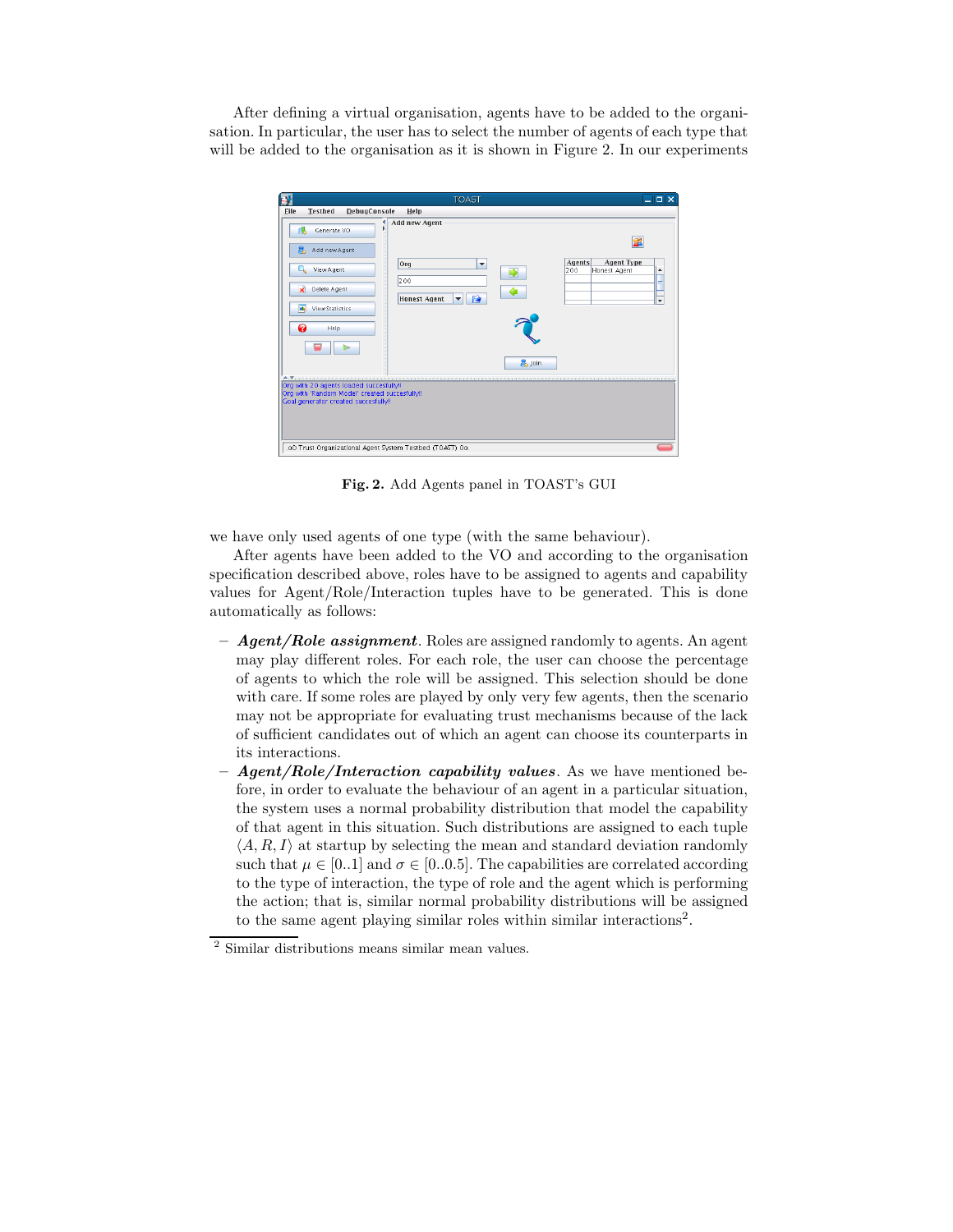After defining a virtual organisation, agents have to be added to the organisation. In particular, the user has to select the number of agents of each type that will be added to the organisation as it is shown in Figure 2. In our experiments

**Fig. 2.** Add Agents panel in TOAST's GUI

we have only used agents of one type (with the same behaviour).

After agents have been added to the VO and according to the organisation specification described above, roles have to be assigned to agents and capability values for Agent/Role/Interaction tuples have to be generated. This is done automatically as follows:

- ***Agent/Role assignment***. Roles are assigned randomly to agents. An agent may play different roles. For each role, the user can choose the percentage of agents to which the role will be assigned. This selection should be done with care. If some roles are played by only very few agents, then the scenario may not be appropriate for evaluating trust mechanisms because of the lack of sufficient candidates out of which an agent can choose its counterparts in its interactions.
- ***Agent/Role/Interaction capability values***. As we have mentioned before, in order to evaluate the behaviour of an agent in a particular situation, the system uses a normal probability distribution that model the capability of that agent in this situation. Such distributions are assigned to each tuple $\langle A, R, I \rangle$ at startup by selecting the mean and standard deviation randomly such that $\mu \in [0..1]$ and $\sigma \in [0..0.5]$. The capabilities are correlated according to the type of interaction, the type of role and the agent which is performing the action; that is, similar normal probability distributions will be assigned to the same agent playing similar roles within similar interactions[2].

[2] Similar distributions means similar mean values.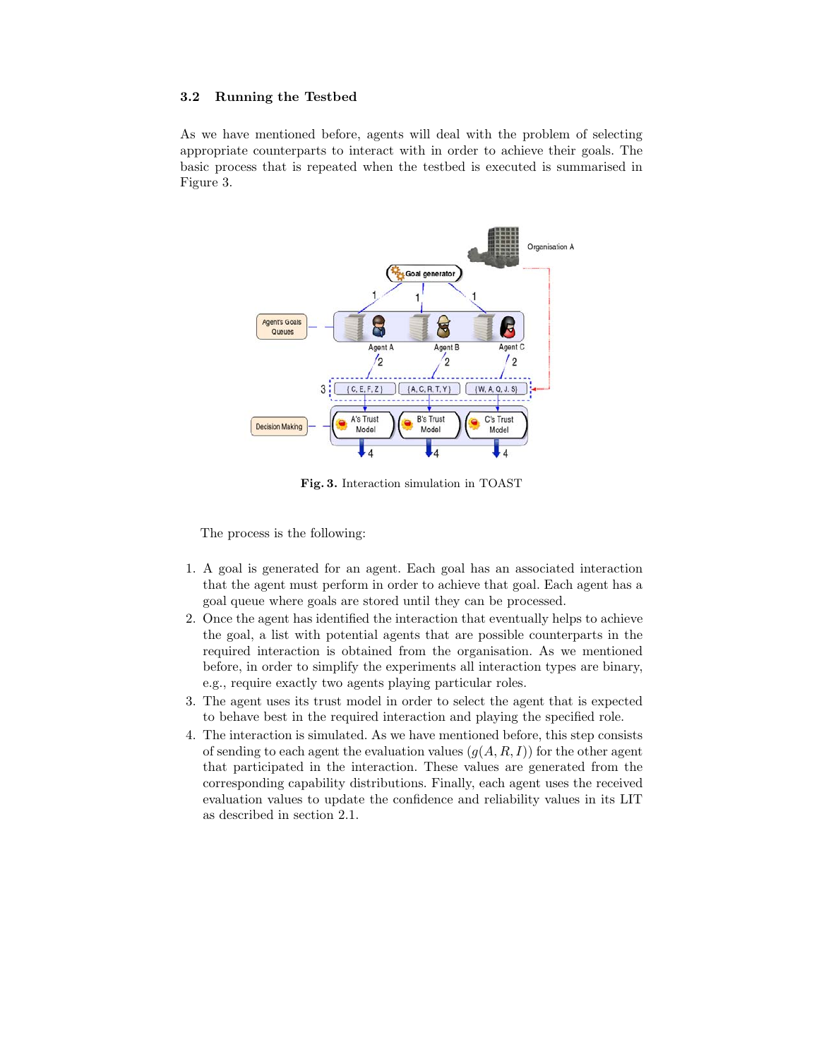### 3.2 Running the Testbed

As we have mentioned before, agents will deal with the problem of selecting appropriate counterparts to interact with in order to achieve their goals. The basic process that is repeated when the testbed is executed is summarised in Figure 3.

**Fig. 3.** Interaction simulation in TOAST

The process is the following:

1. A goal is generated for an agent. Each goal has an associated interaction that the agent must perform in order to achieve that goal. Each agent has a goal queue where goals are stored until they can be processed.
2. Once the agent has identified the interaction that eventually helps to achieve the goal, a list with potential agents that are possible counterparts in the required interaction is obtained from the organisation. As we mentioned before, in order to simplify the experiments all interaction types are binary, e.g., require exactly two agents playing particular roles.
3. The agent uses its trust model in order to select the agent that is expected to behave best in the required interaction and playing the specified role.
4. The interaction is simulated. As we have mentioned before, this step consists of sending to each agent the evaluation values ($g(A, R, I)$) for the other agent that participated in the interaction. These values are generated from the corresponding capability distributions. Finally, each agent uses the received evaluation values to update the confidence and reliability values in its LIT as described in section 2.1.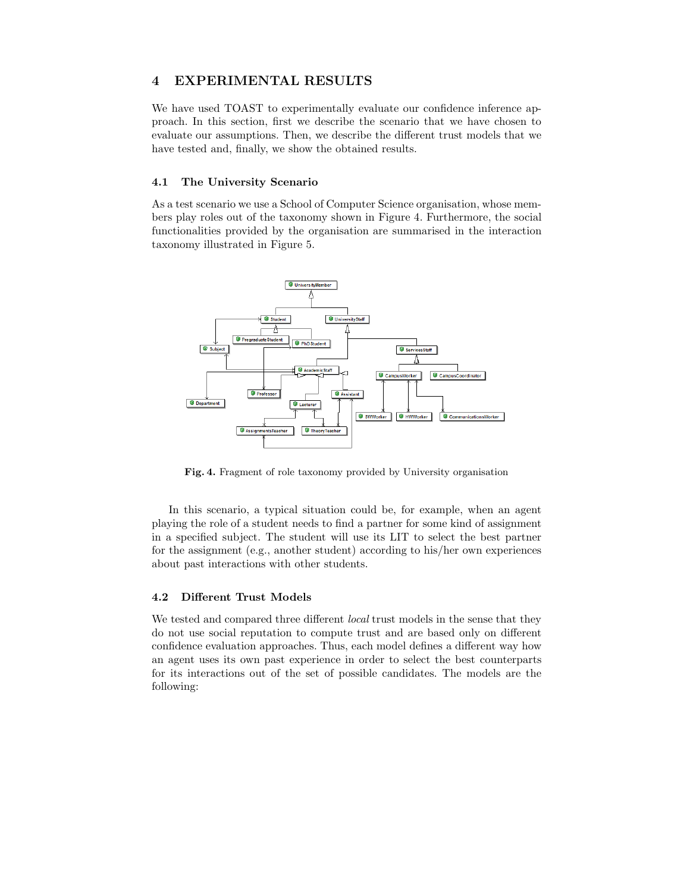## 4 EXPERIMENTAL RESULTS

We have used TOAST to experimentally evaluate our confidence inference approach. In this section, first we describe the scenario that we have chosen to evaluate our assumptions. Then, we describe the different trust models that we have tested and, finally, we show the obtained results.

### 4.1 The University Scenario

As a test scenario we use a School of Computer Science organisation, whose members play roles out of the taxonomy shown in Figure 4. Furthermore, the social functionalities provided by the organisation are summarised in the interaction taxonomy illustrated in Figure 5.

**Fig. 4.** Fragment of role taxonomy provided by University organisation

In this scenario, a typical situation could be, for example, when an agent playing the role of a student needs to find a partner for some kind of assignment in a specified subject. The student will use its LIT to select the best partner for the assignment (e.g., another student) according to his/her own experiences about past interactions with other students.

### 4.2 Different Trust Models

We tested and compared three different *local* trust models in the sense that they do not use social reputation to compute trust and are based only on different confidence evaluation approaches. Thus, each model defines a different way how an agent uses its own past experience in order to select the best counterparts for its interactions out of the set of possible candidates. The models are the following: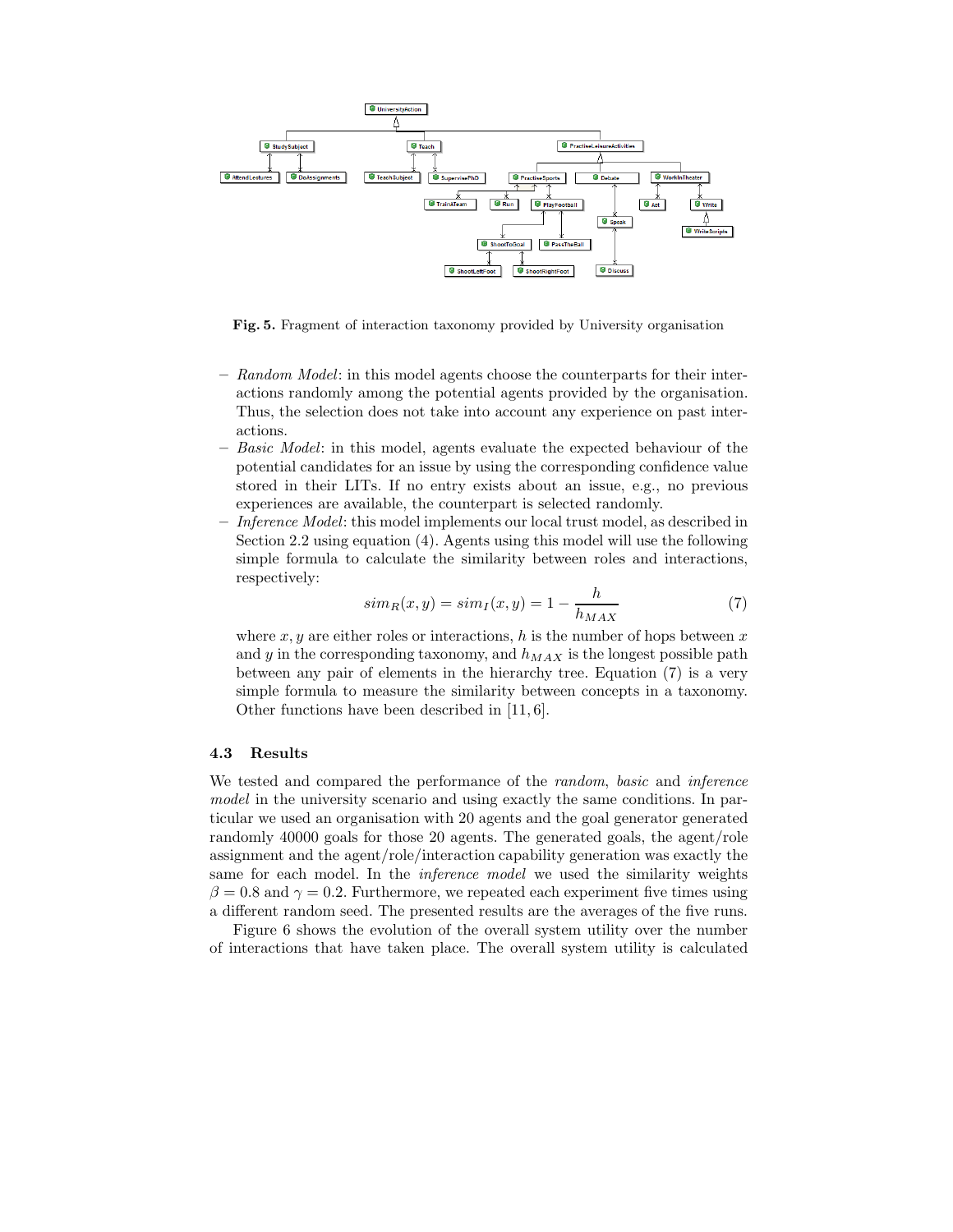Fig. 5. Fragment of interaction taxonomy provided by University organisation

- *Random Model*: in this model agents choose the counterparts for their interactions randomly among the potential agents provided by the organisation. Thus, the selection does not take into account any experience on past interactions.
- *Basic Model*: in this model, agents evaluate the expected behaviour of the potential candidates for an issue by using the corresponding confidence value stored in their LITs. If no entry exists about an issue, e.g., no previous experiences are available, the counterpart is selected randomly.
- *Inference Model*: this model implements our local trust model, as described in Section 2.2 using equation (4). Agents using this model will use the following simple formula to calculate the similarity between roles and interactions, respectively:

$$sim_R(x,y) = sim_I(x,y) = 1 - \frac{h}{h_{MAX}} \quad (7)$$

where $x, y$ are either roles or interactions, $h$ is the number of hops between $x$ and $y$ in the corresponding taxonomy, and $h_{MAX}$ is the longest possible path between any pair of elements in the hierarchy tree. Equation (7) is a very simple formula to measure the similarity between concepts in a taxonomy. Other functions have been described in [11, 6].

### 4.3 Results

We tested and compared the performance of the *random*, *basic* and *inference model* in the university scenario and using exactly the same conditions. In particular we used an organisation with 20 agents and the goal generator generated randomly 40000 goals for those 20 agents. The generated goals, the agent/role assignment and the agent/role/interaction capability generation was exactly the same for each model. In the *inference model* we used the similarity weights $\beta = 0.8$ and $\gamma = 0.2$. Furthermore, we repeated each experiment five times using a different random seed. The presented results are the averages of the five runs.

Figure 6 shows the evolution of the overall system utility over the number of interactions that have taken place. The overall system utility is calculated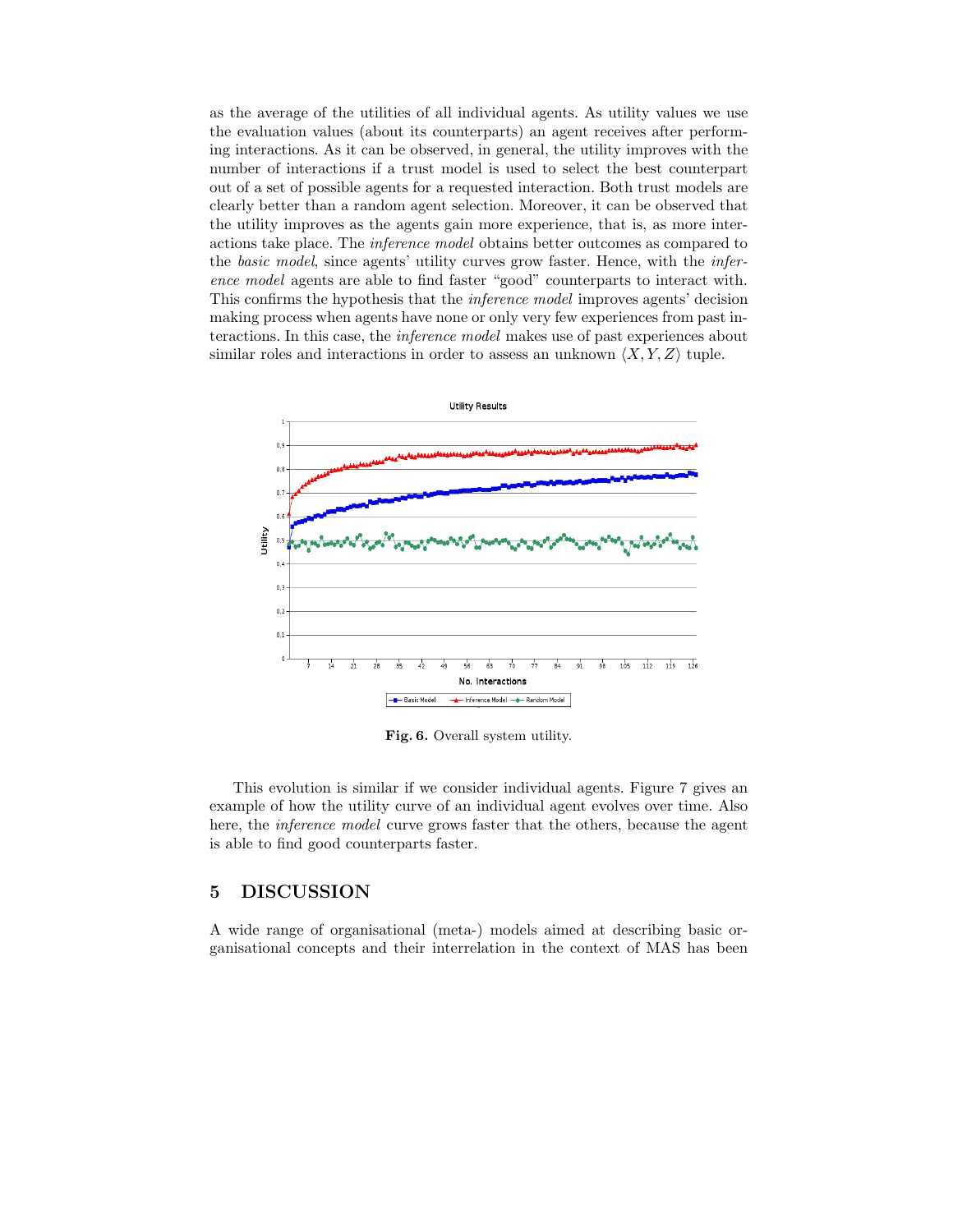as the average of the utilities of all individual agents. As utility values we use the evaluation values (about its counterparts) an agent receives after performing interactions. As it can be observed, in general, the utility improves with the number of interactions if a trust model is used to select the best counterpart out of a set of possible agents for a requested interaction. Both trust models are clearly better than a random agent selection. Moreover, it can be observed that the utility improves as the agents gain more experience, that is, as more interactions take place. The *inference model* obtains better outcomes as compared to the *basic model*, since agents' utility curves grow faster. Hence, with the *inference model* agents are able to find faster "good" counterparts to interact with. This confirms the hypothesis that the *inference model* improves agents' decision making process when agents have none or only very few experiences from past interactions. In this case, the *inference model* makes use of past experiences about similar roles and interactions in order to assess an unknown $\langle X, Y, Z \rangle$ tuple.

**Fig. 6.** Overall system utility.

This evolution is similar if we consider individual agents. Figure 7 gives an example of how the utility curve of an individual agent evolves over time. Also here, the *inference model* curve grows faster that the others, because the agent is able to find good counterparts faster.

## 5 DISCUSSION

A wide range of organisational (meta-) models aimed at describing basic organisational concepts and their interrelation in the context of MAS has been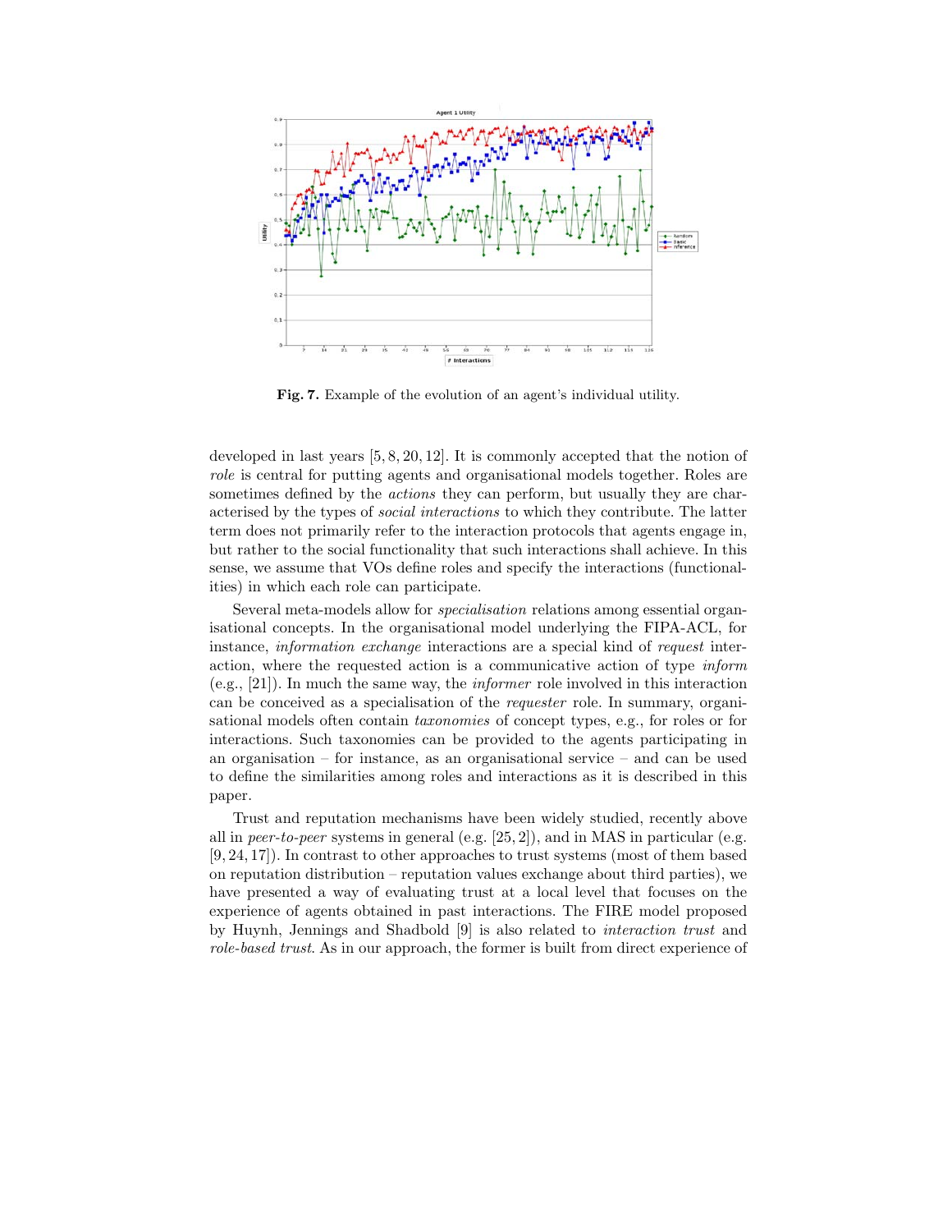Agent 1 Utility

0,9
0,8
0,7
0,6
0,5
0,4
0,3
0,2
0,1
0

Utility

7 14 21 28 35 42 49 56 63 70 77 84 91 98 105 112 119 126

# Interactions

Random
Basic
Inference

**Fig. 7.** Example of the evolution of an agent's individual utility.

developed in last years [5, 8, 20, 12]. It is commonly accepted that the notion of *role* is central for putting agents and organisational models together. Roles are sometimes defined by the *actions* they can perform, but usually they are characterised by the types of *social interactions* to which they contribute. The latter term does not primarily refer to the interaction protocols that agents engage in, but rather to the social functionality that such interactions shall achieve. In this sense, we assume that VOs define roles and specify the interactions (functionalities) in which each role can participate.

Several meta-models allow for *specialisation* relations among essential organisational concepts. In the organisational model underlying the FIPA-ACL, for instance, *information exchange* interactions are a special kind of *request* interaction, where the requested action is a communicative action of type *inform* (e.g., [21]). In much the same way, the *informer* role involved in this interaction can be conceived as a specialisation of the *requester* role. In summary, organisational models often contain *taxonomies* of concept types, e.g., for roles or for interactions. Such taxonomies can be provided to the agents participating in an organisation – for instance, as an organisational service – and can be used to define the similarities among roles and interactions as it is described in this paper.

Trust and reputation mechanisms have been widely studied, recently above all in *peer-to-peer* systems in general (e.g. [25, 2]), and in MAS in particular (e.g. [9, 24, 17]). In contrast to other approaches to trust systems (most of them based on reputation distribution – reputation values exchange about third parties), we have presented a way of evaluating trust at a local level that focuses on the experience of agents obtained in past interactions. The FIRE model proposed by Huynh, Jennings and Shadbold [9] is also related to *interaction trust* and *role-based trust*. As in our approach, the former is built from direct experience of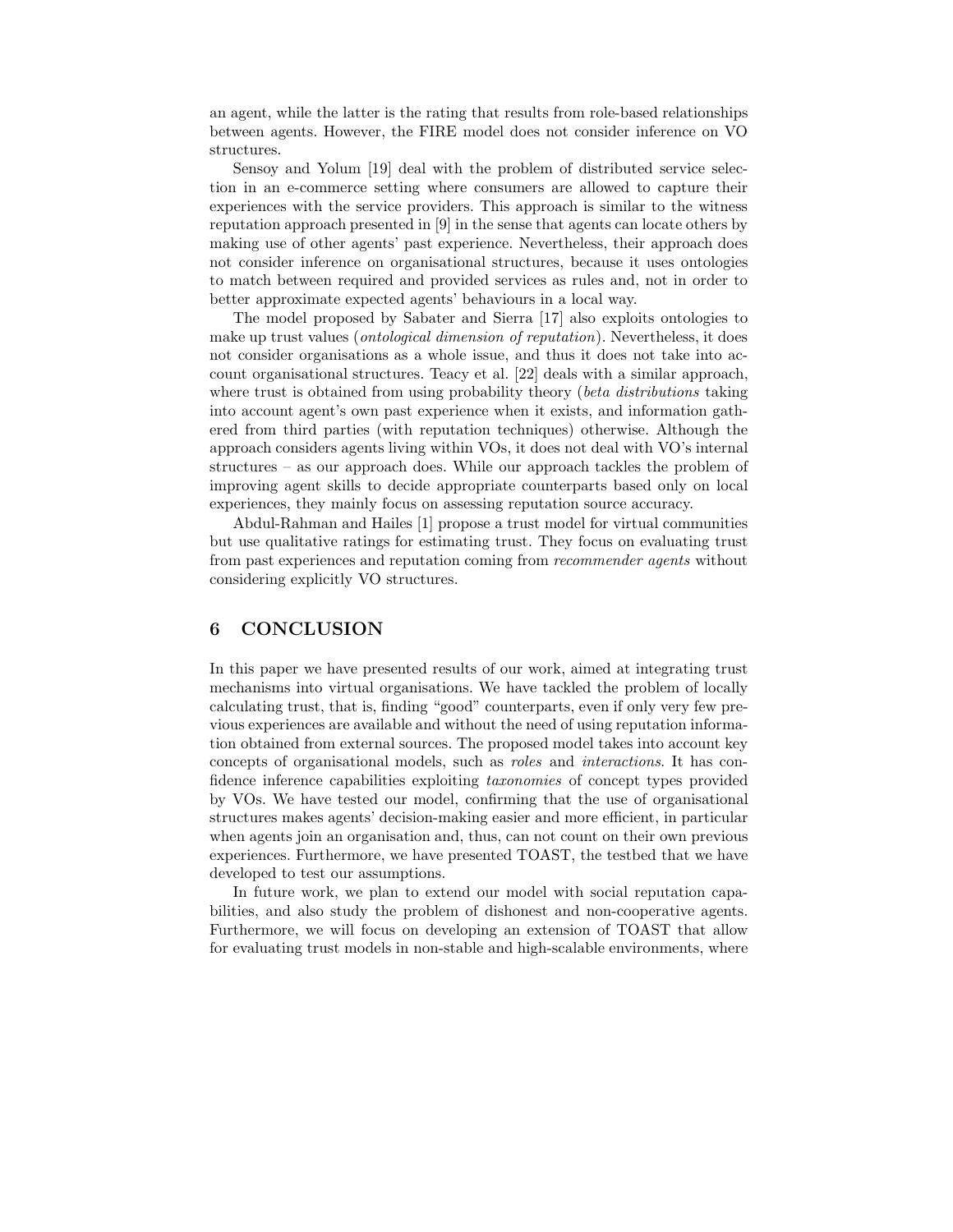an agent, while the latter is the rating that results from role-based relationships between agents. However, the FIRE model does not consider inference on VO structures.

Sensoy and Yolum [19] deal with the problem of distributed service selection in an e-commerce setting where consumers are allowed to capture their experiences with the service providers. This approach is similar to the witness reputation approach presented in [9] in the sense that agents can locate others by making use of other agents' past experience. Nevertheless, their approach does not consider inference on organisational structures, because it uses ontologies to match between required and provided services as rules and, not in order to better approximate expected agents' behaviours in a local way.

The model proposed by Sabater and Sierra [17] also exploits ontologies to make up trust values (*ontological dimension of reputation*). Nevertheless, it does not consider organisations as a whole issue, and thus it does not take into account organisational structures. Teacy et al. [22] deals with a similar approach, where trust is obtained from using probability theory (*beta distributions* taking into account agent's own past experience when it exists, and information gathered from third parties (with reputation techniques) otherwise. Although the approach considers agents living within VOs, it does not deal with VO's internal structures – as our approach does. While our approach tackles the problem of improving agent skills to decide appropriate counterparts based only on local experiences, they mainly focus on assessing reputation source accuracy.

Abdul-Rahman and Hailes [1] propose a trust model for virtual communities but use qualitative ratings for estimating trust. They focus on evaluating trust from past experiences and reputation coming from *recommender agents* without considering explicitly VO structures.

## 6 CONCLUSION

In this paper we have presented results of our work, aimed at integrating trust mechanisms into virtual organisations. We have tackled the problem of locally calculating trust, that is, finding "good" counterparts, even if only very few previous experiences are available and without the need of using reputation information obtained from external sources. The proposed model takes into account key concepts of organisational models, such as *roles* and *interactions*. It has confidence inference capabilities exploiting *taxonomies* of concept types provided by VOs. We have tested our model, confirming that the use of organisational structures makes agents' decision-making easier and more efficient, in particular when agents join an organisation and, thus, can not count on their own previous experiences. Furthermore, we have presented TOAST, the testbed that we have developed to test our assumptions.

In future work, we plan to extend our model with social reputation capabilities, and also study the problem of dishonest and non-cooperative agents. Furthermore, we will focus on developing an extension of TOAST that allow for evaluating trust models in non-stable and high-scalable environments, where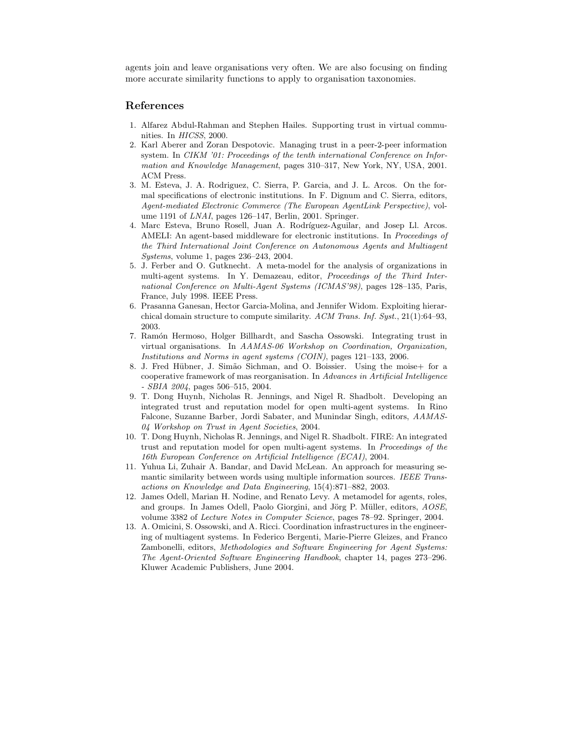agents join and leave organisations very often. We are also focusing on finding more accurate similarity functions to apply to organisation taxonomies.

## References

1. Alfarez Abdul-Rahman and Stephen Hailes. Supporting trust in virtual communities. In *HICSS*, 2000.
2. Karl Aberer and Zoran Despotovic. Managing trust in a peer-2-peer information system. In *CIKM '01: Proceedings of the tenth international Conference on Information and Knowledge Management*, pages 310–317, New York, NY, USA, 2001. ACM Press.
3. M. Esteva, J. A. Rodriguez, C. Sierra, P. Garcia, and J. L. Arcos. On the formal specifications of electronic institutions. In F. Dignum and C. Sierra, editors, *Agent-mediated Electronic Commerce (The European AgentLink Perspective)*, volume 1191 of *LNAI*, pages 126–147, Berlin, 2001. Springer.
4. Marc Esteva, Bruno Rosell, Juan A. Rodríguez-Aguilar, and Josep Ll. Arcos. AMELI: An agent-based middleware for electronic institutions. In *Proceedings of the Third International Joint Conference on Autonomous Agents and Multiagent Systems*, volume 1, pages 236–243, 2004.
5. J. Ferber and O. Gutknecht. A meta-model for the analysis of organizations in multi-agent systems. In Y. Demazeau, editor, *Proceedings of the Third International Conference on Multi-Agent Systems (ICMAS'98)*, pages 128–135, Paris, France, July 1998. IEEE Press.
6. Prasanna Ganesan, Hector Garcia-Molina, and Jennifer Widom. Exploiting hierarchical domain structure to compute similarity. *ACM Trans. Inf. Syst.*, 21(1):64–93, 2003.
7. Ramón Hermoso, Holger Billhardt, and Sascha Ossowski. Integrating trust in virtual organisations. In *AAMAS-06 Workshop on Coordination, Organization, Institutions and Norms in agent systems (COIN)*, pages 121–133, 2006.
8. J. Fred Hübner, J. Simão Sichman, and O. Boissier. Using the moise+ for a cooperative framework of mas reorganisation. In *Advances in Artificial Intelligence - SBIA 2004*, pages 506–515, 2004.
9. T. Dong Huynh, Nicholas R. Jennings, and Nigel R. Shadbolt. Developing an integrated trust and reputation model for open multi-agent systems. In Rino Falcone, Suzanne Barber, Jordi Sabater, and Munindar Singh, editors, *AAMAS-04 Workshop on Trust in Agent Societies*, 2004.
10. T. Dong Huynh, Nicholas R. Jennings, and Nigel R. Shadbolt. FIRE: An integrated trust and reputation model for open multi-agent systems. In *Proceedings of the 16th European Conference on Artificial Intelligence (ECAI)*, 2004.
11. Yuhua Li, Zuhair A. Bandar, and David McLean. An approach for measuring semantic similarity between words using multiple information sources. *IEEE Transactions on Knowledge and Data Engineering*, 15(4):871–882, 2003.
12. James Odell, Marian H. Nodine, and Renato Levy. A metamodel for agents, roles, and groups. In James Odell, Paolo Giorgini, and Jörg P. Müller, editors, *AOSE*, volume 3382 of *Lecture Notes in Computer Science*, pages 78–92. Springer, 2004.
13. A. Omicini, S. Ossowski, and A. Ricci. Coordination infrastructures in the engineering of multiagent systems. In Federico Bergenti, Marie-Pierre Gleizes, and Franco Zambonelli, editors, *Methodologies and Software Engineering for Agent Systems: The Agent-Oriented Software Engineering Handbook*, chapter 14, pages 273–296. Kluwer Academic Publishers, June 2004.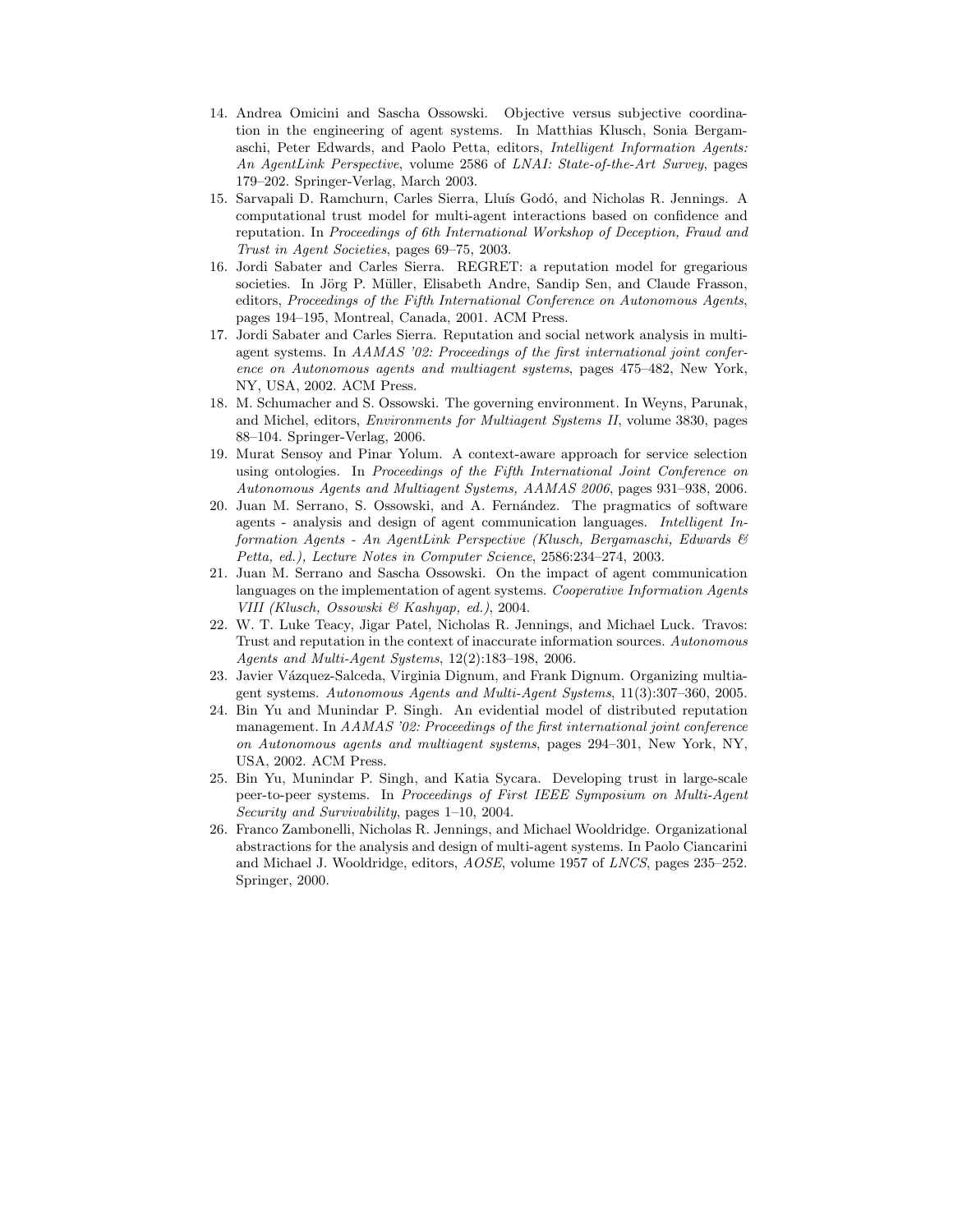14. Andrea Omicini and Sascha Ossowski. Objective versus subjective coordination in the engineering of agent systems. In Matthias Klusch, Sonia Bergamaschi, Peter Edwards, and Paolo Petta, editors, *Intelligent Information Agents: An AgentLink Perspective*, volume 2586 of *LNAI: State-of-the-Art Survey*, pages 179–202. Springer-Verlag, March 2003.
15. Sarvapali D. Ramchurn, Carles Sierra, Lluís Godó, and Nicholas R. Jennings. A computational trust model for multi-agent interactions based on confidence and reputation. In *Proceedings of 6th International Workshop of Deception, Fraud and Trust in Agent Societies*, pages 69–75, 2003.
16. Jordi Sabater and Carles Sierra. REGRET: a reputation model for gregarious societies. In Jörg P. Müller, Elisabeth Andre, Sandip Sen, and Claude Frasson, editors, *Proceedings of the Fifth International Conference on Autonomous Agents*, pages 194–195, Montreal, Canada, 2001. ACM Press.
17. Jordi Sabater and Carles Sierra. Reputation and social network analysis in multiagent systems. In *AAMAS '02: Proceedings of the first international joint conference on Autonomous agents and multiagent systems*, pages 475–482, New York, NY, USA, 2002. ACM Press.
18. M. Schumacher and S. Ossowski. The governing environment. In Weyns, Parunak, and Michel, editors, *Environments for Multiagent Systems II*, volume 3830, pages 88–104. Springer-Verlag, 2006.
19. Murat Sensoy and Pinar Yolum. A context-aware approach for service selection using ontologies. In *Proceedings of the Fifth International Joint Conference on Autonomous Agents and Multiagent Systems, AAMAS 2006*, pages 931–938, 2006.
20. Juan M. Serrano, S. Ossowski, and A. Fernández. The pragmatics of software agents - analysis and design of agent communication languages. *Intelligent Information Agents - An AgentLink Perspective (Klusch, Bergamaschi, Edwards & Petta, ed.), Lecture Notes in Computer Science*, 2586:234–274, 2003.
21. Juan M. Serrano and Sascha Ossowski. On the impact of agent communication languages on the implementation of agent systems. *Cooperative Information Agents VIII (Klusch, Ossowski & Kashyap, ed.)*, 2004.
22. W. T. Luke Teacy, Jigar Patel, Nicholas R. Jennings, and Michael Luck. Travos: Trust and reputation in the context of inaccurate information sources. *Autonomous Agents and Multi-Agent Systems*, 12(2):183–198, 2006.
23. Javier Vázquez-Salceda, Virginia Dignum, and Frank Dignum. Organizing multiagent systems. *Autonomous Agents and Multi-Agent Systems*, 11(3):307–360, 2005.
24. Bin Yu and Munindar P. Singh. An evidential model of distributed reputation management. In *AAMAS '02: Proceedings of the first international joint conference on Autonomous agents and multiagent systems*, pages 294–301, New York, NY, USA, 2002. ACM Press.
25. Bin Yu, Munindar P. Singh, and Katia Sycara. Developing trust in large-scale peer-to-peer systems. In *Proceedings of First IEEE Symposium on Multi-Agent Security and Survivability*, pages 1–10, 2004.
26. Franco Zambonelli, Nicholas R. Jennings, and Michael Wooldridge. Organizational abstractions for the analysis and design of multi-agent systems. In Paolo Ciancarini and Michael J. Wooldridge, editors, *AOSE*, volume 1957 of *LNCS*, pages 235–252. Springer, 2000.